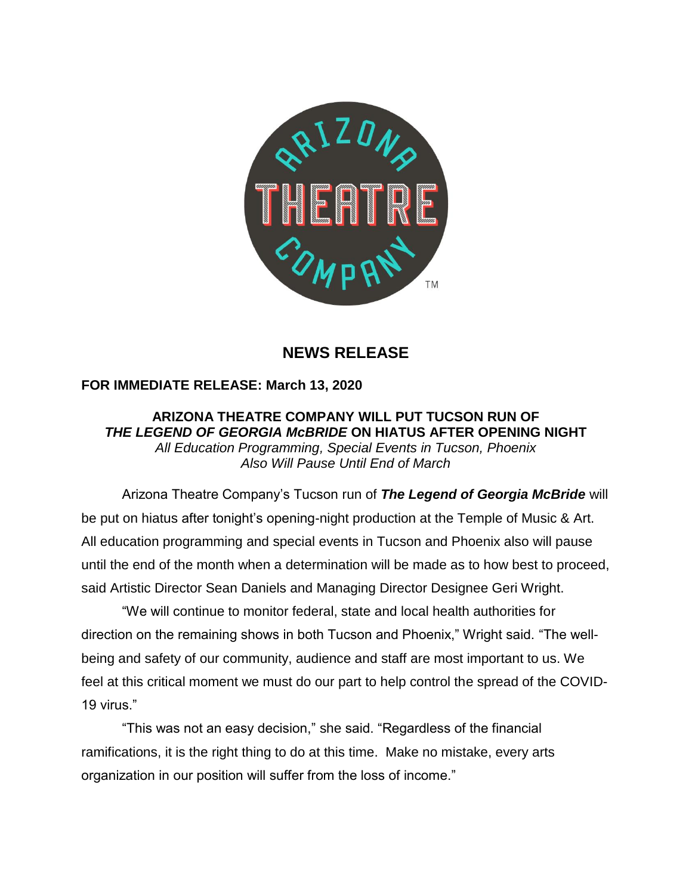# NEWS RELEASE

**FOR IMMEDIATE RELEASE: March 13, 2020**

## ARIZONA THEATRE COMPANY WILL PUT TUCSON RUN OF *THE LEGEND OF GEORGIA McBRIDE* ON HIATUS AFTER OPENING NIGHT

*All Education Programming, Special Events in Tucson, Phoenix Also Will Pause Until End of March*

Arizona Theatre Company's Tucson run of ***The Legend of Georgia McBride*** will be put on hiatus after tonight's opening-night production at the Temple of Music & Art. All education programming and special events in Tucson and Phoenix also will pause until the end of the month when a determination will be made as to how best to proceed, said Artistic Director Sean Daniels and Managing Director Designee Geri Wright.

"We will continue to monitor federal, state and local health authorities for direction on the remaining shows in both Tucson and Phoenix," Wright said. "The well-being and safety of our community, audience and staff are most important to us. We feel at this critical moment we must do our part to help control the spread of the COVID-19 virus."

"This was not an easy decision," she said. "Regardless of the financial ramifications, it is the right thing to do at this time. Make no mistake, every arts organization in our position will suffer from the loss of income."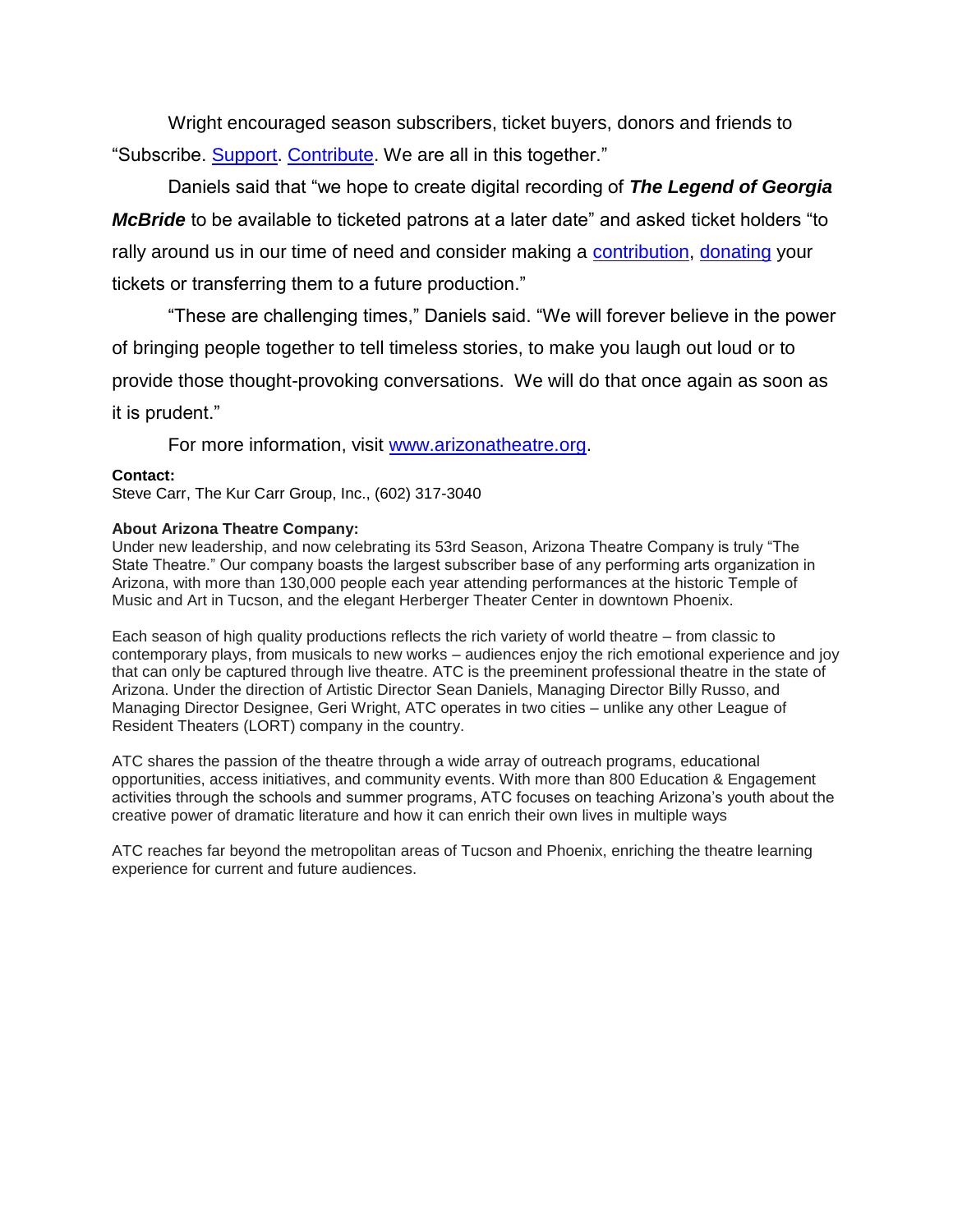Wright encouraged season subscribers, ticket buyers, donors and friends to "Subscribe. Support. Contribute. We are all in this together."

Daniels said that "we hope to create digital recording of ***The Legend of Georgia McBride*** to be available to ticketed patrons at a later date" and asked ticket holders "to rally around us in our time of need and consider making a contribution, donating your tickets or transferring them to a future production."

"These are challenging times," Daniels said. "We will forever believe in the power of bringing people together to tell timeless stories, to make you laugh out loud or to provide those thought-provoking conversations. We will do that once again as soon as it is prudent."

For more information, visit www.arizonatheatre.org.

**Contact:**
Steve Carr, The Kur Carr Group, Inc., (602) 317-3040

**About Arizona Theatre Company:**
Under new leadership, and now celebrating its 53rd Season, Arizona Theatre Company is truly "The State Theatre." Our company boasts the largest subscriber base of any performing arts organization in Arizona, with more than 130,000 people each year attending performances at the historic Temple of Music and Art in Tucson, and the elegant Herberger Theater Center in downtown Phoenix.

Each season of high quality productions reflects the rich variety of world theatre – from classic to contemporary plays, from musicals to new works – audiences enjoy the rich emotional experience and joy that can only be captured through live theatre. ATC is the preeminent professional theatre in the state of Arizona. Under the direction of Artistic Director Sean Daniels, Managing Director Billy Russo, and Managing Director Designee, Geri Wright, ATC operates in two cities – unlike any other League of Resident Theaters (LORT) company in the country.

ATC shares the passion of the theatre through a wide array of outreach programs, educational opportunities, access initiatives, and community events. With more than 800 Education & Engagement activities through the schools and summer programs, ATC focuses on teaching Arizona's youth about the creative power of dramatic literature and how it can enrich their own lives in multiple ways

ATC reaches far beyond the metropolitan areas of Tucson and Phoenix, enriching the theatre learning experience for current and future audiences.